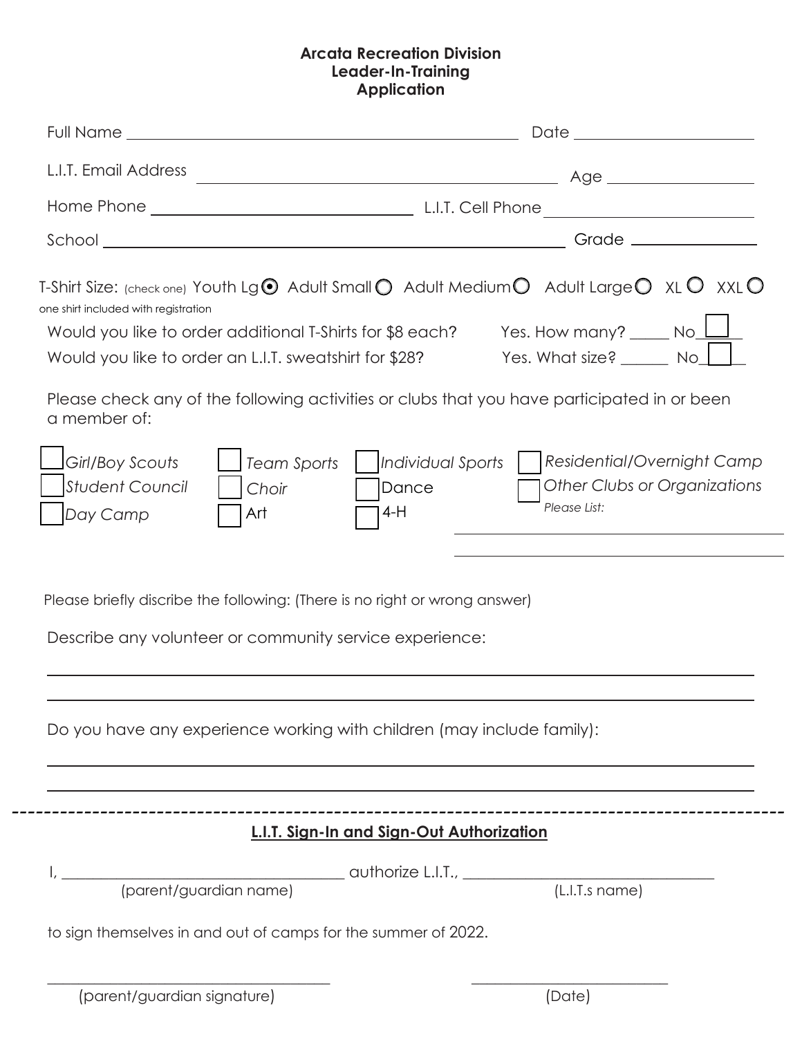# Arcata Recreation Division
## Leader-In-Training
## Application

Full Name ______________________________ Date ________________

L.I.T. Email Address ______________________________ Age ________________

Home Phone ______________________ L.I.T. Cell Phone ________________________

School ______________________________________ Grade ____________

T-Shirt Size: (check one) Youth Lg ◉ Adult Small ○ Adult Medium ○ Adult Large ○ XL ○ XXL ○

one shirt included with registration

Would you like to order additional T-Shirts for $8 each? Yes. How many? _____ No ☐

Would you like to order an L.I.T. sweatshirt for $28? Yes. What size? ______ No ☐

Please check any of the following activities or clubs that you have participated in or been a member of:

- ☐ *Girl/Boy Scouts*
- ☐ *Student Council*
- ☐ *Day Camp*
- ☐ *Team Sports*
- ☐ *Choir*
- ☐ Art
- ☐ *Individual Sports*
- ☐ Dance
- ☐ 4-H
- ☐ *Residential/Overnight Camp*
- ☐ *Other Clubs or Organizations*

*Please List:* ______________________________

______________________________

Please briefly discribe the following: (There is no right or wrong answer)

Describe any volunteer or community service experience:

______________________________________________________________

______________________________________________________________

Do you have any experience working with children (may include family):

______________________________________________________________

______________________________________________________________

---

## L.I.T. Sign-In and Sign-Out Authorization

I, ______________________________ authorize L.I.T., ______________________________
(parent/guardian name) (L.I.T.s name)

to sign themselves in and out of camps for the summer of 2022.

______________________________ ______________________
(parent/guardian signature) (Date)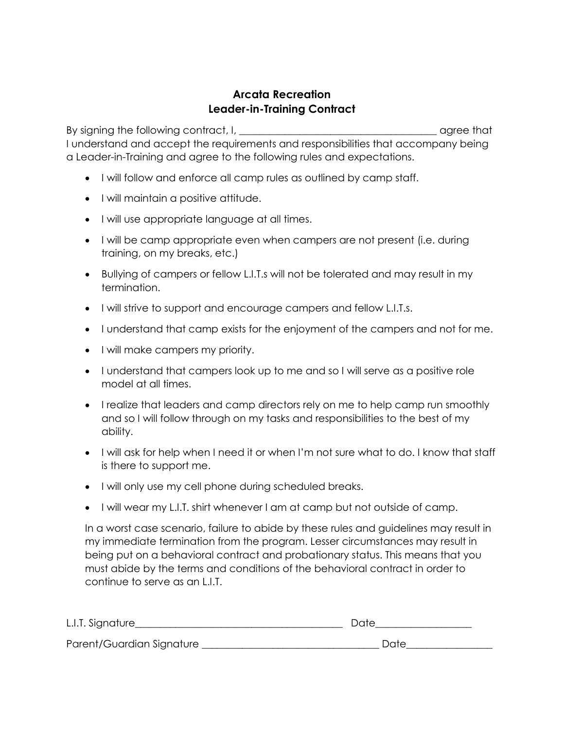# Arcata Recreation
## Leader-in-Training Contract

By signing the following contract, I, ________________________________________ agree that I understand and accept the requirements and responsibilities that accompany being a Leader-in-Training and agree to the following rules and expectations.

- I will follow and enforce all camp rules as outlined by camp staff.
- I will maintain a positive attitude.
- I will use appropriate language at all times.
- I will be camp appropriate even when campers are not present (i.e. during training, on my breaks, etc.)
- Bullying of campers or fellow L.I.T.s will not be tolerated and may result in my termination.
- I will strive to support and encourage campers and fellow L.I.T.s.
- I understand that camp exists for the enjoyment of the campers and not for me.
- I will make campers my priority.
- I understand that campers look up to me and so I will serve as a positive role model at all times.
- I realize that leaders and camp directors rely on me to help camp run smoothly and so I will follow through on my tasks and responsibilities to the best of my ability.
- I will ask for help when I need it or when I'm not sure what to do. I know that staff is there to support me.
- I will only use my cell phone during scheduled breaks.
- I will wear my L.I.T. shirt whenever I am at camp but not outside of camp.

In a worst case scenario, failure to abide by these rules and guidelines may result in my immediate termination from the program. Lesser circumstances may result in being put on a behavioral contract and probationary status. This means that you must abide by the terms and conditions of the behavioral contract in order to continue to serve as an L.I.T.

L.I.T. Signature___________________________________________ Date___________________

Parent/Guardian Signature ____________________________________ Date_________________